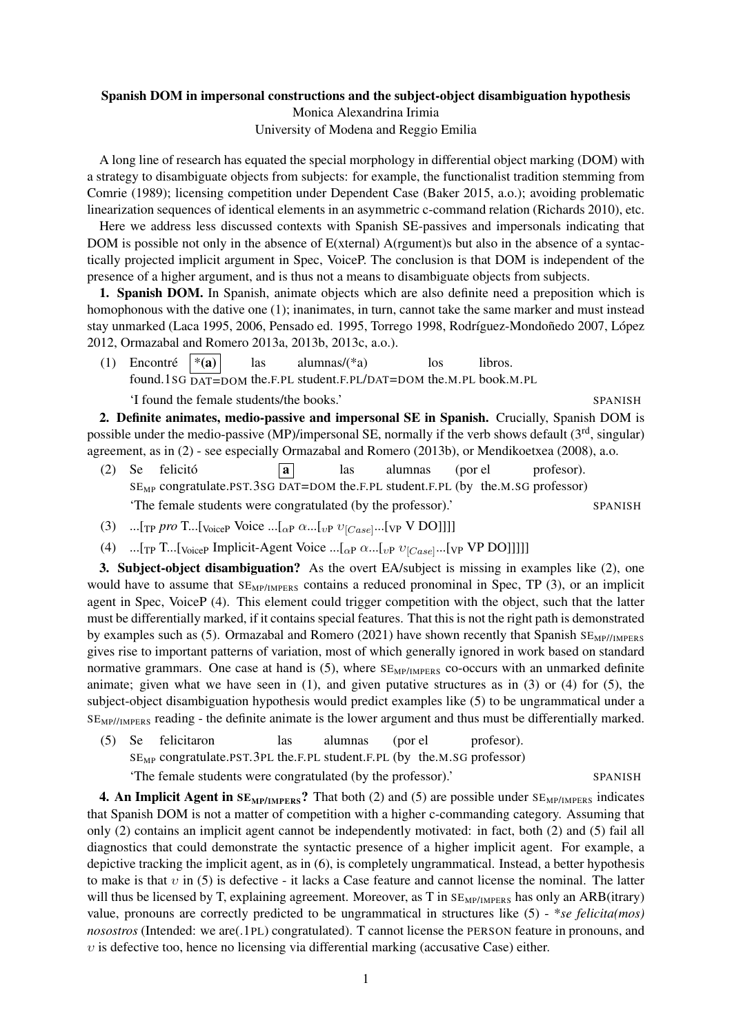**Spanish DOM in impersonal constructions and the subject-object disambiguation hypothesis**
Monica Alexandrina Irimia
University of Modena and Reggio Emilia

A long line of research has equated the special morphology in differential object marking (DOM) with a strategy to disambiguate objects from subjects: for example, the functionalist tradition stemming from Comrie (1989); licensing competition under Dependent Case (Baker 2015, a.o.); avoiding problematic linearization sequences of identical elements in an asymmetric c-command relation (Richards 2010), etc.

Here we address less discussed contexts with Spanish SE-passives and impersonals indicating that DOM is possible not only in the absence of E(xternal) A(rgument)s but also in the absence of a syntactically projected implicit argument in Spec, VoiceP. The conclusion is that DOM is independent of the presence of a higher argument, and is thus not a means to disambiguate objects from subjects.

**1. Spanish DOM.** In Spanish, animate objects which are also definite need a preposition which is homophonous with the dative one (1); inanimates, in turn, cannot take the same marker and must instead stay unmarked (Laca 1995, 2006, Pensado ed. 1995, Torrego 1998, Rodríguez-Mondoñedo 2007, López 2012, Ormazabal and Romero 2013a, 2013b, 2013c, a.o.).

(1) Encontré *(a) las alumnas/(*a) los libros.
found.1SG DAT=DOM the.F.PL student.F.PL/DAT=DOM the.M.PL book.M.PL
'I found the female students/the books.' SPANISH

**2. Definite animates, medio-passive and impersonal SE in Spanish.** Crucially, Spanish DOM is possible under the medio-passive (MP)/impersonal SE, normally if the verb shows default (3rd, singular) agreement, as in (2) - see especially Ormazabal and Romero (2013b), or Mendikoetxea (2008), a.o.

(2) Se felicitó a las alumnas (por el profesor).
$\text{SE}_{\text{MP}}$ congratulate.PST.3SG DAT=DOM the.F.PL student.F.PL (by the.M.SG professor)
'The female students were congratulated (by the professor).' SPANISH

(3) ...[$_{\text{TP}}$ *pro* T...[$_{\text{VoiceP}}$ Voice ...[$_{\alpha\text{P}}$ $\alpha$...[$_{\upsilon\text{P}}$ $\upsilon_{[Case]}$...[$_{\text{VP}}$ V DO]]]]

(4) ...[$_{\text{TP}}$ T...[$_{\text{VoiceP}}$ Implicit-Agent Voice ...[$_{\alpha\text{P}}$ $\alpha$...[$_{\upsilon\text{P}}$ $\upsilon_{[Case]}$...[$_{\text{VP}}$ VP DO]]]]]

**3. Subject-object disambiguation?** As the overt EA/subject is missing in examples like (2), one would have to assume that $\text{SE}_{\text{MP/IMPERS}}$ contains a reduced pronominal in Spec, TP (3), or an implicit agent in Spec, VoiceP (4). This element could trigger competition with the object, such that the latter must be differentially marked, if it contains special features. That this is not the right path is demonstrated by examples such as (5). Ormazabal and Romero (2021) have shown recently that Spanish $\text{SE}_{\text{MP//IMPERS}}$ gives rise to important patterns of variation, most of which generally ignored in work based on standard normative grammars. One case at hand is (5), where $\text{SE}_{\text{MP/IMPERS}}$ co-occurs with an unmarked definite animate; given what we have seen in (1), and given putative structures as in (3) or (4) for (5), the subject-object disambiguation hypothesis would predict examples like (5) to be ungrammatical under a $\text{SE}_{\text{MP//IMPERS}}$ reading - the definite animate is the lower argument and thus must be differentially marked.

(5) Se felicitaron las alumnas (por el profesor).
$\text{SE}_{\text{MP}}$ congratulate.PST.3PL the.F.PL student.F.PL (by the.M.SG professor)
'The female students were congratulated (by the professor).' SPANISH

**4. An Implicit Agent in $\text{SE}_{\text{MP/IMPERS}}$?** That both (2) and (5) are possible under $\text{SE}_{\text{MP/IMPERS}}$ indicates that Spanish DOM is not a matter of competition with a higher c-commanding category. Assuming that only (2) contains an implicit agent cannot be independently motivated: in fact, both (2) and (5) fail all diagnostics that could demonstrate the syntactic presence of a higher implicit agent. For example, a depictive tracking the implicit agent, as in (6), is completely ungrammatical. Instead, a better hypothesis to make is that $\upsilon$ in (5) is defective - it lacks a Case feature and cannot license the nominal. The latter will thus be licensed by T, explaining agreement. Moreover, as T in $\text{SE}_{\text{MP/IMPERS}}$ has only an ARB(itrary) value, pronouns are correctly predicted to be ungrammatical in structures like (5) - **se felicita(mos) nosostros* (Intended: we are(.1PL) congratulated). T cannot license the PERSON feature in pronouns, and $\upsilon$ is defective too, hence no licensing via differential marking (accusative Case) either.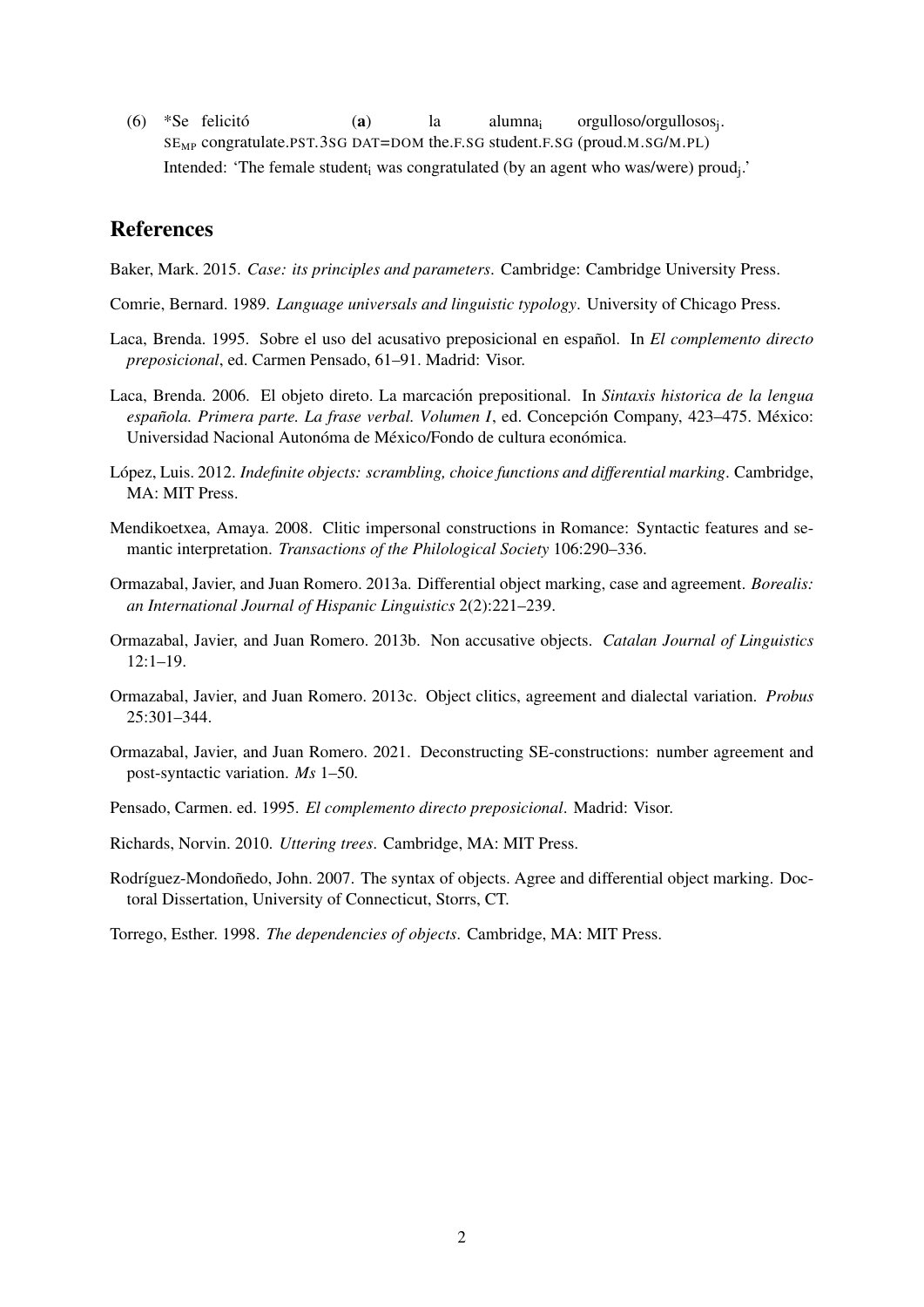(6) *Se felicitó (**a**) la alumna$_i$ orgulloso/orgullosos$_j$.
SE$_{MP}$ congratulate.PST.3SG DAT=DOM the.F.SG student.F.SG (proud.M.SG/M.PL)
Intended: 'The female student$_i$ was congratulated (by an agent who was/were) proud$_j$.'

## References

Baker, Mark. 2015. *Case: its principles and parameters*. Cambridge: Cambridge University Press.

Comrie, Bernard. 1989. *Language universals and linguistic typology*. University of Chicago Press.

Laca, Brenda. 1995. Sobre el uso del acusativo preposicional en español. In *El complemento directo preposicional*, ed. Carmen Pensado, 61–91. Madrid: Visor.

Laca, Brenda. 2006. El objeto direto. La marcación prepositional. In *Sintaxis historica de la lengua española. Primera parte. La frase verbal. Volumen I*, ed. Concepción Company, 423–475. México: Universidad Nacional Autonóma de México/Fondo de cultura económica.

López, Luis. 2012. *Indefinite objects: scrambling, choice functions and differential marking*. Cambridge, MA: MIT Press.

Mendikoetxea, Amaya. 2008. Clitic impersonal constructions in Romance: Syntactic features and semantic interpretation. *Transactions of the Philological Society* 106:290–336.

Ormazabal, Javier, and Juan Romero. 2013a. Differential object marking, case and agreement. *Borealis: an International Journal of Hispanic Linguistics* 2(2):221–239.

Ormazabal, Javier, and Juan Romero. 2013b. Non accusative objects. *Catalan Journal of Linguistics* 12:1–19.

Ormazabal, Javier, and Juan Romero. 2013c. Object clitics, agreement and dialectal variation. *Probus* 25:301–344.

Ormazabal, Javier, and Juan Romero. 2021. Deconstructing SE-constructions: number agreement and post-syntactic variation. *Ms* 1–50.

Pensado, Carmen. ed. 1995. *El complemento directo preposicional*. Madrid: Visor.

Richards, Norvin. 2010. *Uttering trees*. Cambridge, MA: MIT Press.

Rodríguez-Mondoñedo, John. 2007. The syntax of objects. Agree and differential object marking. Doctoral Dissertation, University of Connecticut, Storrs, CT.

Torrego, Esther. 1998. *The dependencies of objects*. Cambridge, MA: MIT Press.